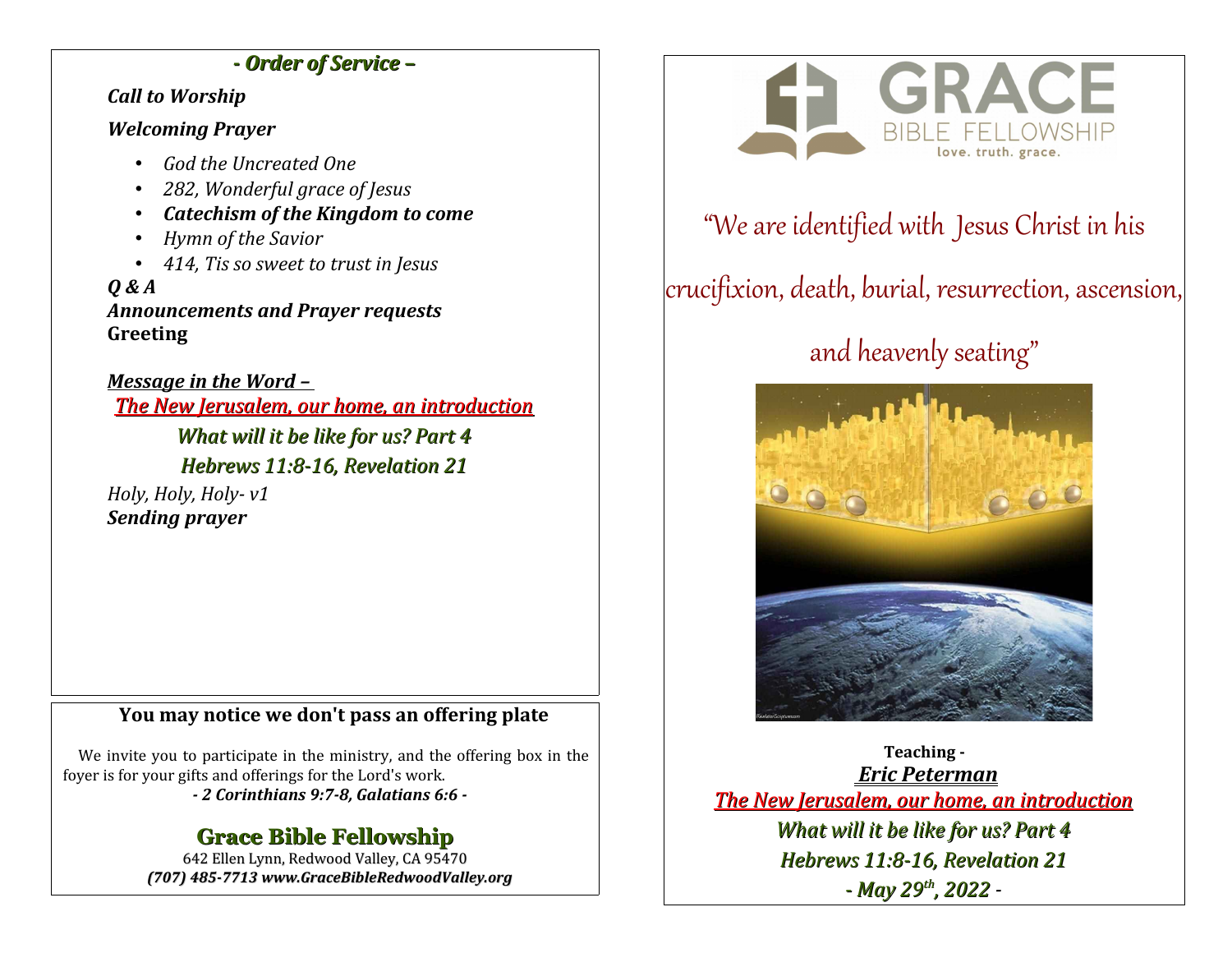## *- Order of Service –*

***Call to Worship***

***Welcoming Prayer***

- *God the Uncreated One*
- *282, Wonderful grace of Jesus*
- ***Catechism of the Kingdom to come***
- *Hymn of the Savior*
- *414, Tis so sweet to trust in Jesus*

***Q & A***

***Announcements and Prayer requests***

**Greeting**

***Message in the Word –***

***The New Jerusalem, our home, an introduction***

***What will it be like for us? Part 4***

***Hebrews 11:8-16, Revelation 21***

*Holy, Holy, Holy- v1*

***Sending prayer***

### You may notice we don't pass an offering plate

We invite you to participate in the ministry, and the offering box in the foyer is for your gifts and offerings for the Lord's work.

***- 2 Corinthians 9:7-8, Galatians 6:6 -***

## Grace Bible Fellowship

642 Ellen Lynn, Redwood Valley, CA 95470

***(707) 485-7713 www.GraceBibleRedwoodValley.org***

GRACE BIBLE FELLOWSHIP
love. truth. grace.

"We are identified with Jesus Christ in his crucifixion, death, burial, resurrection, ascension, and heavenly seating"

**Teaching -**

***Eric Peterman***

***The New Jerusalem, our home, an introduction***

***What will it be like for us? Part 4***

***Hebrews 11:8-16, Revelation 21***

***- May 29th, 2022 -***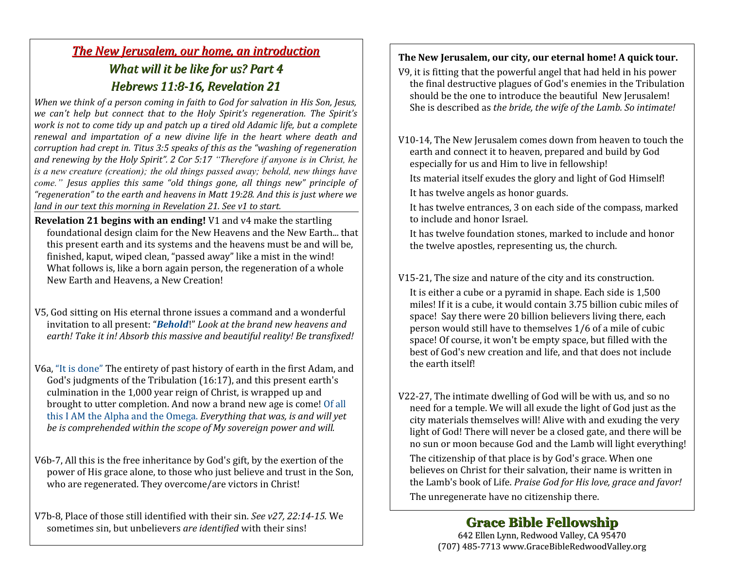# *The New Jerusalem, our home, an introduction*

## *What will it be like for us? Part 4*

## *Hebrews 11:8-16, Revelation 21*

*When we think of a person coming in faith to God for salvation in His Son, Jesus, we can't help but connect that to the Holy Spirit's regeneration. The Spirit's work is not to come tidy up and patch up a tired old Adamic life, but a complete renewal and impartation of a new divine life in the heart where death and corruption had crept in. Titus 3:5 speaks of this as the "washing of regeneration and renewing by the Holy Spirit". 2 Cor 5:17 "Therefore if anyone is in Christ, he is a new creature (creation); the old things passed away; behold, new things have come." Jesus applies this same "old things gone, all things new" principle of "regeneration" to the earth and heavens in Matt 19:28. And this is just where we land in our text this morning in Revelation 21. See v1 to start.*

**Revelation 21 begins with an ending!** V1 and v4 make the startling foundational design claim for the New Heavens and the New Earth... that this present earth and its systems and the heavens must be and will be, finished, kaput, wiped clean, "passed away" like a mist in the wind! What follows is, like a born again person, the regeneration of a whole New Earth and Heavens, a New Creation!

V5, God sitting on His eternal throne issues a command and a wonderful invitation to all present: "***Behold***!" *Look at the brand new heavens and earth! Take it in! Absorb this massive and beautiful reality! Be transfixed!*

V6a, "It is done" The entirety of past history of earth in the first Adam, and God's judgments of the Tribulation (16:17), and this present earth's culmination in the 1,000 year reign of Christ, is wrapped up and brought to utter completion. And now a brand new age is come! Of all this I AM the Alpha and the Omega. *Everything that was, is and will yet be is comprehended within the scope of My sovereign power and will.*

V6b-7, All this is the free inheritance by God's gift, by the exertion of the power of His grace alone, to those who just believe and trust in the Son, who are regenerated. They overcome/are victors in Christ!

V7b-8, Place of those still identified with their sin. *See v27, 22:14-15.* We sometimes sin, but unbelievers *are identified* with their sins!

**The New Jerusalem, our city, our eternal home! A quick tour.**

V9, it is fitting that the powerful angel that had held in his power the final destructive plagues of God's enemies in the Tribulation should be the one to introduce the beautiful New Jerusalem! She is described as *the bride, the wife of the Lamb. So intimate!*

V10-14, The New Jerusalem comes down from heaven to touch the earth and connect it to heaven, prepared and build by God especially for us and Him to live in fellowship!

Its material itself exudes the glory and light of God Himself!

It has twelve angels as honor guards.

It has twelve entrances, 3 on each side of the compass, marked to include and honor Israel.

It has twelve foundation stones, marked to include and honor the twelve apostles, representing us, the church.

V15-21, The size and nature of the city and its construction.

It is either a cube or a pyramid in shape. Each side is 1,500 miles! If it is a cube, it would contain 3.75 billion cubic miles of space! Say there were 20 billion believers living there, each person would still have to themselves 1/6 of a mile of cubic space! Of course, it won't be empty space, but filled with the best of God's new creation and life, and that does not include the earth itself!

V22-27, The intimate dwelling of God will be with us, and so no need for a temple. We will all exude the light of God just as the city materials themselves will! Alive with and exuding the very light of God! There will never be a closed gate, and there will be no sun or moon because God and the Lamb will light everything!

The citizenship of that place is by God's grace. When one believes on Christ for their salvation, their name is written in the Lamb's book of Life. *Praise God for His love, grace and favor!*

The unregenerate have no citizenship there.

**Grace Bible Fellowship**

642 Ellen Lynn, Redwood Valley, CA 95470

(707) 485-7713 www.GraceBibleRedwoodValley.org